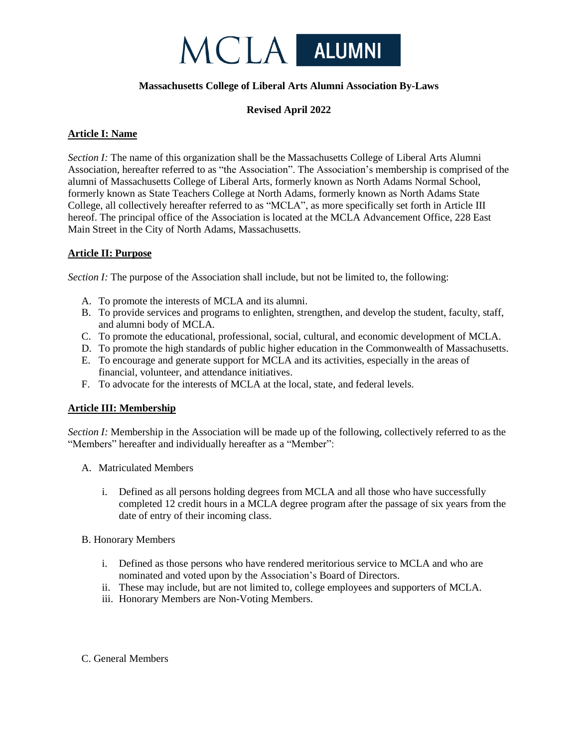MCLA ALUMNI

# Massachusetts College of Liberal Arts Alumni Association By-Laws

**Revised April 2022**

## Article I: Name

*Section I:* The name of this organization shall be the Massachusetts College of Liberal Arts Alumni Association, hereafter referred to as "the Association". The Association's membership is comprised of the alumni of Massachusetts College of Liberal Arts, formerly known as North Adams Normal School, formerly known as State Teachers College at North Adams, formerly known as North Adams State College, all collectively hereafter referred to as "MCLA", as more specifically set forth in Article III hereof. The principal office of the Association is located at the MCLA Advancement Office, 228 East Main Street in the City of North Adams, Massachusetts.

## Article II: Purpose

*Section I:* The purpose of the Association shall include, but not be limited to, the following:

A. To promote the interests of MCLA and its alumni.
B. To provide services and programs to enlighten, strengthen, and develop the student, faculty, staff, and alumni body of MCLA.
C. To promote the educational, professional, social, cultural, and economic development of MCLA.
D. To promote the high standards of public higher education in the Commonwealth of Massachusetts.
E. To encourage and generate support for MCLA and its activities, especially in the areas of financial, volunteer, and attendance initiatives.
F. To advocate for the interests of MCLA at the local, state, and federal levels.

## Article III: Membership

*Section I:* Membership in the Association will be made up of the following, collectively referred to as the "Members" hereafter and individually hereafter as a "Member":

A. Matriculated Members

   i. Defined as all persons holding degrees from MCLA and all those who have successfully completed 12 credit hours in a MCLA degree program after the passage of six years from the date of entry of their incoming class.

B. Honorary Members

   i. Defined as those persons who have rendered meritorious service to MCLA and who are nominated and voted upon by the Association's Board of Directors.
   ii. These may include, but are not limited to, college employees and supporters of MCLA.
   iii. Honorary Members are Non-Voting Members.

C. General Members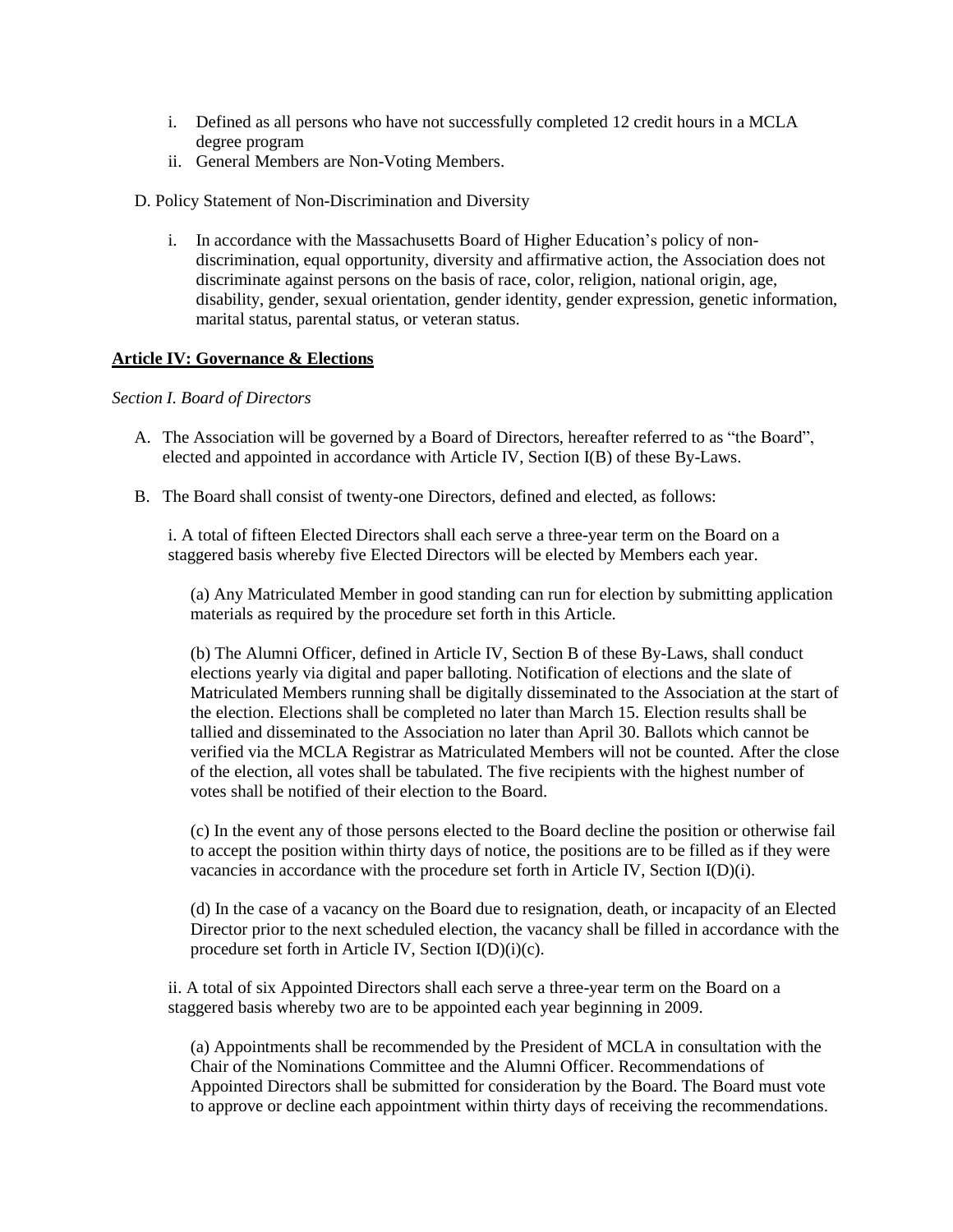i. Defined as all persons who have not successfully completed 12 credit hours in a MCLA degree program
ii. General Members are Non-Voting Members.

D. Policy Statement of Non-Discrimination and Diversity

i. In accordance with the Massachusetts Board of Higher Education's policy of non-discrimination, equal opportunity, diversity and affirmative action, the Association does not discriminate against persons on the basis of race, color, religion, national origin, age, disability, gender, sexual orientation, gender identity, gender expression, genetic information, marital status, parental status, or veteran status.

## Article IV: Governance & Elections

*Section I. Board of Directors*

A. The Association will be governed by a Board of Directors, hereafter referred to as "the Board", elected and appointed in accordance with Article IV, Section I(B) of these By-Laws.

B. The Board shall consist of twenty-one Directors, defined and elected, as follows:

i. A total of fifteen Elected Directors shall each serve a three-year term on the Board on a staggered basis whereby five Elected Directors will be elected by Members each year.

(a) Any Matriculated Member in good standing can run for election by submitting application materials as required by the procedure set forth in this Article.

(b) The Alumni Officer, defined in Article IV, Section B of these By-Laws, shall conduct elections yearly via digital and paper balloting. Notification of elections and the slate of Matriculated Members running shall be digitally disseminated to the Association at the start of the election. Elections shall be completed no later than March 15. Election results shall be tallied and disseminated to the Association no later than April 30. Ballots which cannot be verified via the MCLA Registrar as Matriculated Members will not be counted. After the close of the election, all votes shall be tabulated. The five recipients with the highest number of votes shall be notified of their election to the Board.

(c) In the event any of those persons elected to the Board decline the position or otherwise fail to accept the position within thirty days of notice, the positions are to be filled as if they were vacancies in accordance with the procedure set forth in Article IV, Section I(D)(i).

(d) In the case of a vacancy on the Board due to resignation, death, or incapacity of an Elected Director prior to the next scheduled election, the vacancy shall be filled in accordance with the procedure set forth in Article IV, Section I(D)(i)(c).

ii. A total of six Appointed Directors shall each serve a three-year term on the Board on a staggered basis whereby two are to be appointed each year beginning in 2009.

(a) Appointments shall be recommended by the President of MCLA in consultation with the Chair of the Nominations Committee and the Alumni Officer. Recommendations of Appointed Directors shall be submitted for consideration by the Board. The Board must vote to approve or decline each appointment within thirty days of receiving the recommendations.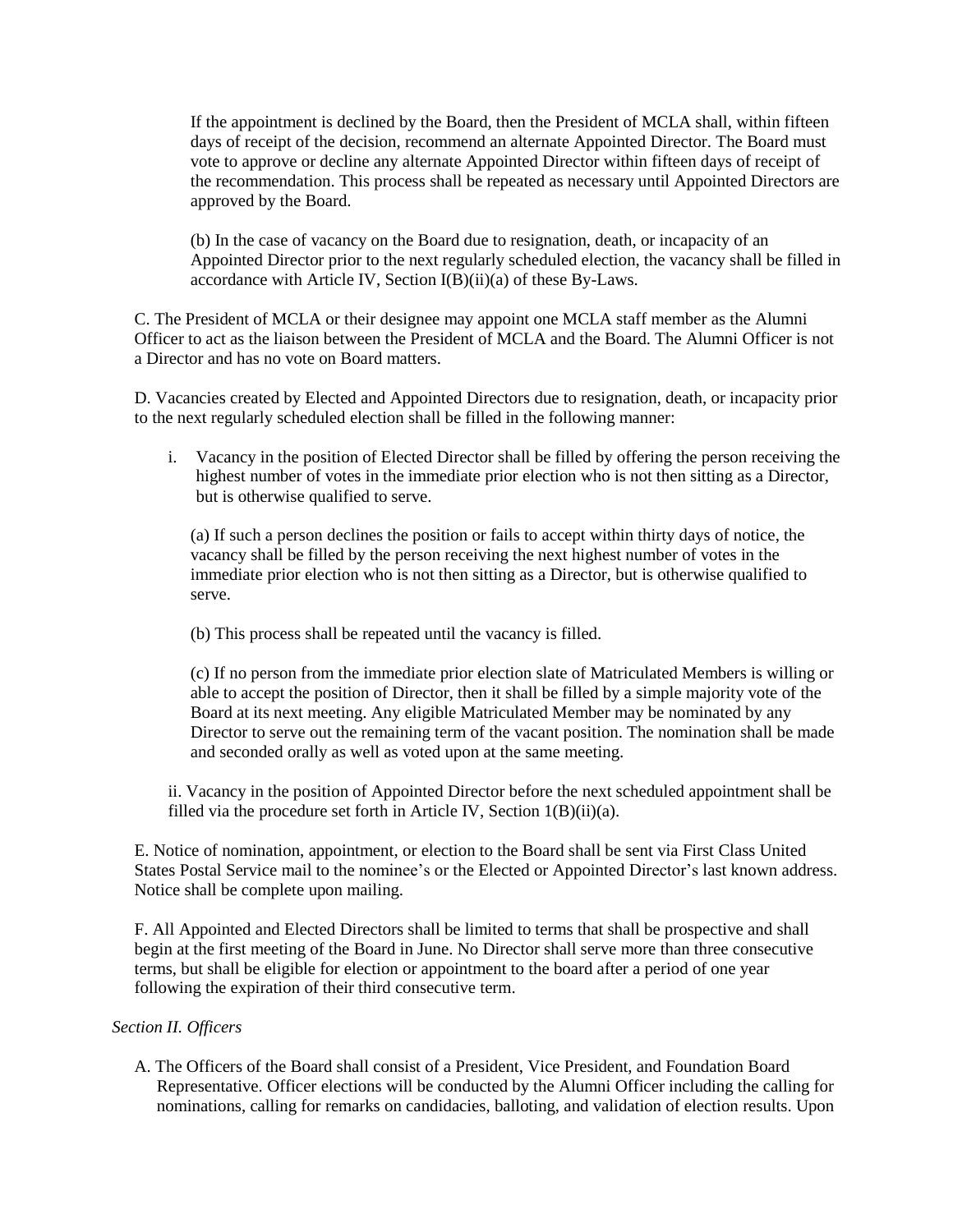If the appointment is declined by the Board, then the President of MCLA shall, within fifteen days of receipt of the decision, recommend an alternate Appointed Director. The Board must vote to approve or decline any alternate Appointed Director within fifteen days of receipt of the recommendation. This process shall be repeated as necessary until Appointed Directors are approved by the Board.

(b) In the case of vacancy on the Board due to resignation, death, or incapacity of an Appointed Director prior to the next regularly scheduled election, the vacancy shall be filled in accordance with Article IV, Section I(B)(ii)(a) of these By-Laws.

C. The President of MCLA or their designee may appoint one MCLA staff member as the Alumni Officer to act as the liaison between the President of MCLA and the Board. The Alumni Officer is not a Director and has no vote on Board matters.

D. Vacancies created by Elected and Appointed Directors due to resignation, death, or incapacity prior to the next regularly scheduled election shall be filled in the following manner:

i. Vacancy in the position of Elected Director shall be filled by offering the person receiving the highest number of votes in the immediate prior election who is not then sitting as a Director, but is otherwise qualified to serve.

(a) If such a person declines the position or fails to accept within thirty days of notice, the vacancy shall be filled by the person receiving the next highest number of votes in the immediate prior election who is not then sitting as a Director, but is otherwise qualified to serve.

(b) This process shall be repeated until the vacancy is filled.

(c) If no person from the immediate prior election slate of Matriculated Members is willing or able to accept the position of Director, then it shall be filled by a simple majority vote of the Board at its next meeting. Any eligible Matriculated Member may be nominated by any Director to serve out the remaining term of the vacant position. The nomination shall be made and seconded orally as well as voted upon at the same meeting.

ii. Vacancy in the position of Appointed Director before the next scheduled appointment shall be filled via the procedure set forth in Article IV, Section 1(B)(ii)(a).

E. Notice of nomination, appointment, or election to the Board shall be sent via First Class United States Postal Service mail to the nominee's or the Elected or Appointed Director's last known address. Notice shall be complete upon mailing.

F. All Appointed and Elected Directors shall be limited to terms that shall be prospective and shall begin at the first meeting of the Board in June. No Director shall serve more than three consecutive terms, but shall be eligible for election or appointment to the board after a period of one year following the expiration of their third consecutive term.

*Section II. Officers*

A. The Officers of the Board shall consist of a President, Vice President, and Foundation Board Representative. Officer elections will be conducted by the Alumni Officer including the calling for nominations, calling for remarks on candidacies, balloting, and validation of election results. Upon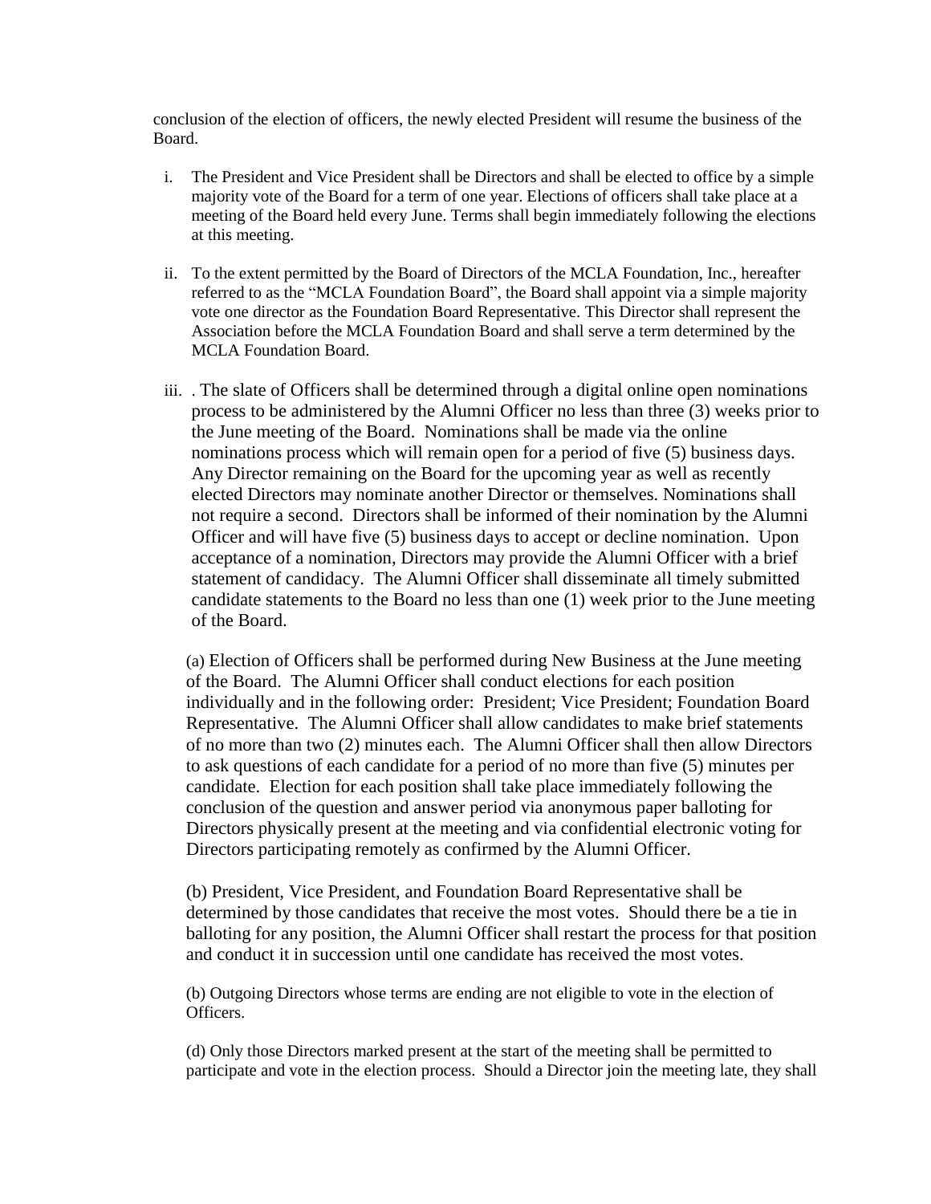conclusion of the election of officers, the newly elected President will resume the business of the Board.

i. The President and Vice President shall be Directors and shall be elected to office by a simple majority vote of the Board for a term of one year. Elections of officers shall take place at a meeting of the Board held every June. Terms shall begin immediately following the elections at this meeting.

ii. To the extent permitted by the Board of Directors of the MCLA Foundation, Inc., hereafter referred to as the "MCLA Foundation Board", the Board shall appoint via a simple majority vote one director as the Foundation Board Representative. This Director shall represent the Association before the MCLA Foundation Board and shall serve a term determined by the MCLA Foundation Board.

iii. . The slate of Officers shall be determined through a digital online open nominations process to be administered by the Alumni Officer no less than three (3) weeks prior to the June meeting of the Board. Nominations shall be made via the online nominations process which will remain open for a period of five (5) business days. Any Director remaining on the Board for the upcoming year as well as recently elected Directors may nominate another Director or themselves. Nominations shall not require a second. Directors shall be informed of their nomination by the Alumni Officer and will have five (5) business days to accept or decline nomination. Upon acceptance of a nomination, Directors may provide the Alumni Officer with a brief statement of candidacy. The Alumni Officer shall disseminate all timely submitted candidate statements to the Board no less than one (1) week prior to the June meeting of the Board.

(a) Election of Officers shall be performed during New Business at the June meeting of the Board. The Alumni Officer shall conduct elections for each position individually and in the following order: President; Vice President; Foundation Board Representative. The Alumni Officer shall allow candidates to make brief statements of no more than two (2) minutes each. The Alumni Officer shall then allow Directors to ask questions of each candidate for a period of no more than five (5) minutes per candidate. Election for each position shall take place immediately following the conclusion of the question and answer period via anonymous paper balloting for Directors physically present at the meeting and via confidential electronic voting for Directors participating remotely as confirmed by the Alumni Officer.

(b) President, Vice President, and Foundation Board Representative shall be determined by those candidates that receive the most votes. Should there be a tie in balloting for any position, the Alumni Officer shall restart the process for that position and conduct it in succession until one candidate has received the most votes.

(b) Outgoing Directors whose terms are ending are not eligible to vote in the election of Officers.

(d) Only those Directors marked present at the start of the meeting shall be permitted to participate and vote in the election process. Should a Director join the meeting late, they shall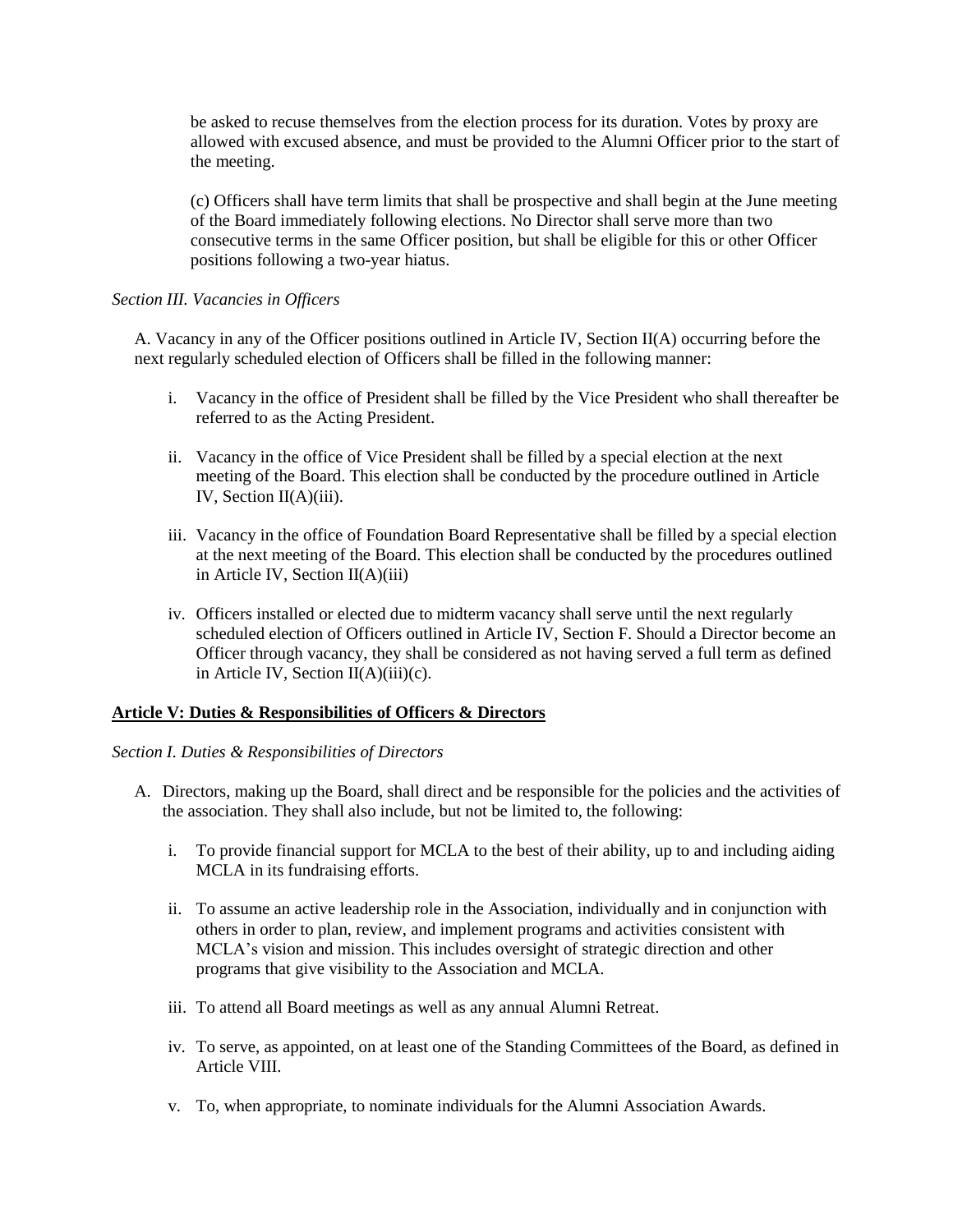be asked to recuse themselves from the election process for its duration. Votes by proxy are allowed with excused absence, and must be provided to the Alumni Officer prior to the start of the meeting.

(c) Officers shall have term limits that shall be prospective and shall begin at the June meeting of the Board immediately following elections. No Director shall serve more than two consecutive terms in the same Officer position, but shall be eligible for this or other Officer positions following a two-year hiatus.

*Section III. Vacancies in Officers*

A. Vacancy in any of the Officer positions outlined in Article IV, Section II(A) occurring before the next regularly scheduled election of Officers shall be filled in the following manner:

i. Vacancy in the office of President shall be filled by the Vice President who shall thereafter be referred to as the Acting President.

ii. Vacancy in the office of Vice President shall be filled by a special election at the next meeting of the Board. This election shall be conducted by the procedure outlined in Article IV, Section II(A)(iii).

iii. Vacancy in the office of Foundation Board Representative shall be filled by a special election at the next meeting of the Board. This election shall be conducted by the procedures outlined in Article IV, Section II(A)(iii)

iv. Officers installed or elected due to midterm vacancy shall serve until the next regularly scheduled election of Officers outlined in Article IV, Section F. Should a Director become an Officer through vacancy, they shall be considered as not having served a full term as defined in Article IV, Section II(A)(iii)(c).

**Article V: Duties & Responsibilities of Officers & Directors**

*Section I. Duties & Responsibilities of Directors*

A. Directors, making up the Board, shall direct and be responsible for the policies and the activities of the association. They shall also include, but not be limited to, the following:

i. To provide financial support for MCLA to the best of their ability, up to and including aiding MCLA in its fundraising efforts.

ii. To assume an active leadership role in the Association, individually and in conjunction with others in order to plan, review, and implement programs and activities consistent with MCLA's vision and mission. This includes oversight of strategic direction and other programs that give visibility to the Association and MCLA.

iii. To attend all Board meetings as well as any annual Alumni Retreat.

iv. To serve, as appointed, on at least one of the Standing Committees of the Board, as defined in Article VIII.

v. To, when appropriate, to nominate individuals for the Alumni Association Awards.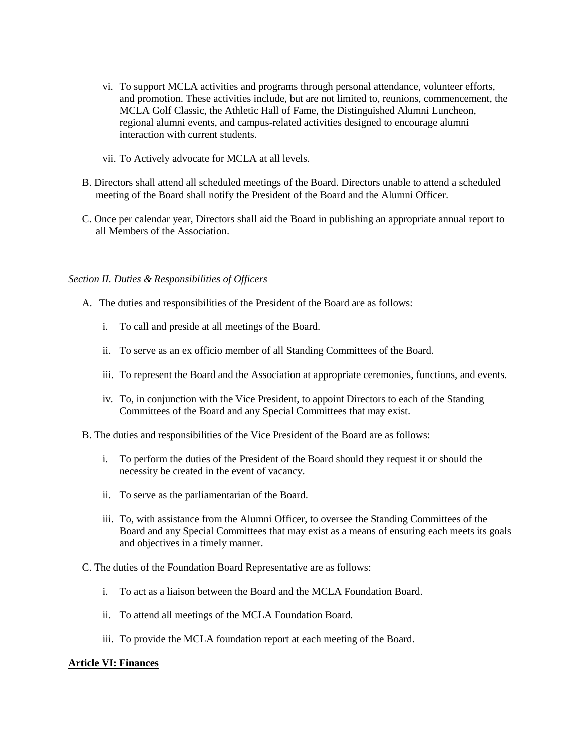vi. To support MCLA activities and programs through personal attendance, volunteer efforts, and promotion. These activities include, but are not limited to, reunions, commencement, the MCLA Golf Classic, the Athletic Hall of Fame, the Distinguished Alumni Luncheon, regional alumni events, and campus-related activities designed to encourage alumni interaction with current students.

vii. To Actively advocate for MCLA at all levels.

B. Directors shall attend all scheduled meetings of the Board. Directors unable to attend a scheduled meeting of the Board shall notify the President of the Board and the Alumni Officer.

C. Once per calendar year, Directors shall aid the Board in publishing an appropriate annual report to all Members of the Association.

*Section II. Duties & Responsibilities of Officers*

A. The duties and responsibilities of the President of the Board are as follows:

i. To call and preside at all meetings of the Board.

ii. To serve as an ex officio member of all Standing Committees of the Board.

iii. To represent the Board and the Association at appropriate ceremonies, functions, and events.

iv. To, in conjunction with the Vice President, to appoint Directors to each of the Standing Committees of the Board and any Special Committees that may exist.

B. The duties and responsibilities of the Vice President of the Board are as follows:

i. To perform the duties of the President of the Board should they request it or should the necessity be created in the event of vacancy.

ii. To serve as the parliamentarian of the Board.

iii. To, with assistance from the Alumni Officer, to oversee the Standing Committees of the Board and any Special Committees that may exist as a means of ensuring each meets its goals and objectives in a timely manner.

C. The duties of the Foundation Board Representative are as follows:

i. To act as a liaison between the Board and the MCLA Foundation Board.

ii. To attend all meetings of the MCLA Foundation Board.

iii. To provide the MCLA foundation report at each meeting of the Board.

**<u>Article VI: Finances</u>**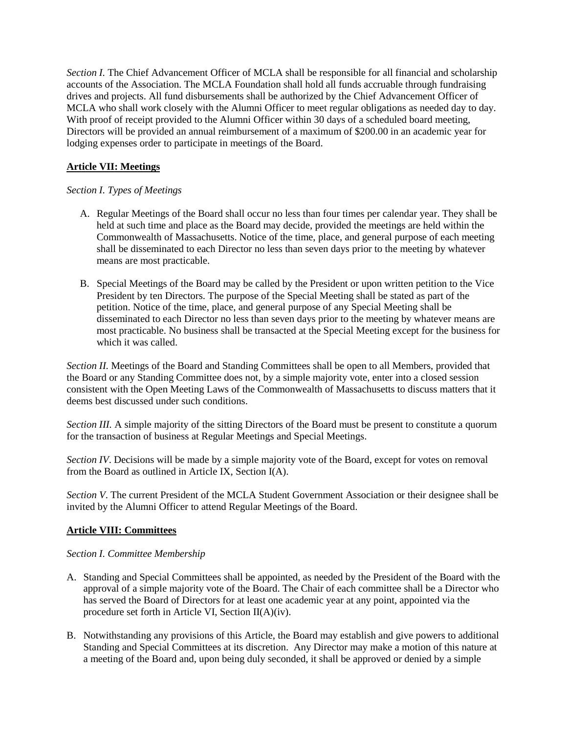*Section I.* The Chief Advancement Officer of MCLA shall be responsible for all financial and scholarship accounts of the Association. The MCLA Foundation shall hold all funds accruable through fundraising drives and projects. All fund disbursements shall be authorized by the Chief Advancement Officer of MCLA who shall work closely with the Alumni Officer to meet regular obligations as needed day to day. With proof of receipt provided to the Alumni Officer within 30 days of a scheduled board meeting, Directors will be provided an annual reimbursement of a maximum of $200.00 in an academic year for lodging expenses order to participate in meetings of the Board.

**Article VII: Meetings**

*Section I. Types of Meetings*

A. Regular Meetings of the Board shall occur no less than four times per calendar year. They shall be held at such time and place as the Board may decide, provided the meetings are held within the Commonwealth of Massachusetts. Notice of the time, place, and general purpose of each meeting shall be disseminated to each Director no less than seven days prior to the meeting by whatever means are most practicable.

B. Special Meetings of the Board may be called by the President or upon written petition to the Vice President by ten Directors. The purpose of the Special Meeting shall be stated as part of the petition. Notice of the time, place, and general purpose of any Special Meeting shall be disseminated to each Director no less than seven days prior to the meeting by whatever means are most practicable. No business shall be transacted at the Special Meeting except for the business for which it was called.

*Section II.* Meetings of the Board and Standing Committees shall be open to all Members, provided that the Board or any Standing Committee does not, by a simple majority vote, enter into a closed session consistent with the Open Meeting Laws of the Commonwealth of Massachusetts to discuss matters that it deems best discussed under such conditions.

*Section III.* A simple majority of the sitting Directors of the Board must be present to constitute a quorum for the transaction of business at Regular Meetings and Special Meetings.

*Section IV*. Decisions will be made by a simple majority vote of the Board, except for votes on removal from the Board as outlined in Article IX, Section I(A).

*Section V*. The current President of the MCLA Student Government Association or their designee shall be invited by the Alumni Officer to attend Regular Meetings of the Board.

**Article VIII: Committees**

*Section I. Committee Membership*

A. Standing and Special Committees shall be appointed, as needed by the President of the Board with the approval of a simple majority vote of the Board. The Chair of each committee shall be a Director who has served the Board of Directors for at least one academic year at any point, appointed via the procedure set forth in Article VI, Section II(A)(iv).

B. Notwithstanding any provisions of this Article, the Board may establish and give powers to additional Standing and Special Committees at its discretion. Any Director may make a motion of this nature at a meeting of the Board and, upon being duly seconded, it shall be approved or denied by a simple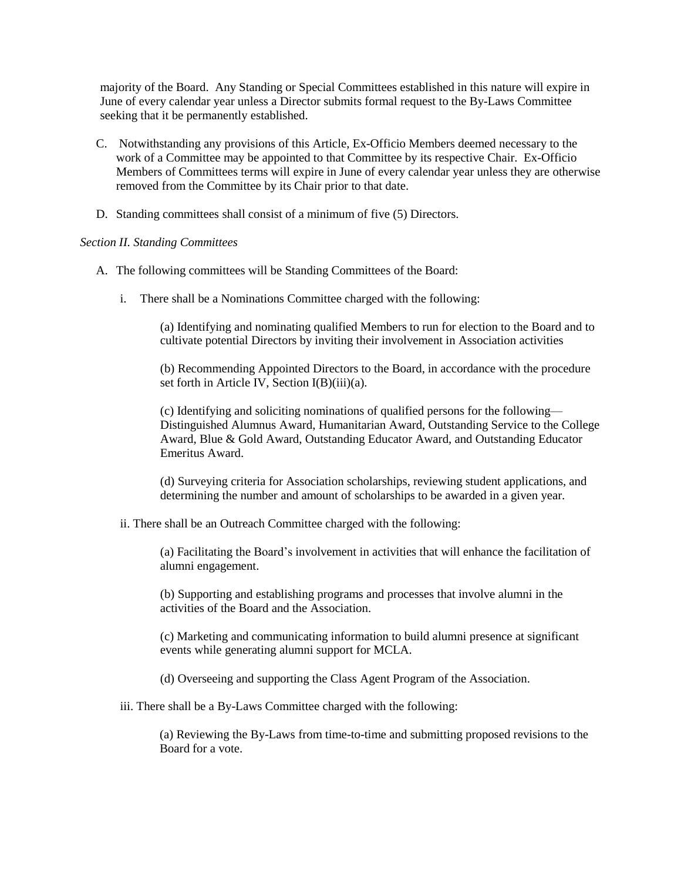majority of the Board. Any Standing or Special Committees established in this nature will expire in June of every calendar year unless a Director submits formal request to the By-Laws Committee seeking that it be permanently established.

C. Notwithstanding any provisions of this Article, Ex-Officio Members deemed necessary to the work of a Committee may be appointed to that Committee by its respective Chair. Ex-Officio Members of Committees terms will expire in June of every calendar year unless they are otherwise removed from the Committee by its Chair prior to that date.

D. Standing committees shall consist of a minimum of five (5) Directors.

*Section II. Standing Committees*

A. The following committees will be Standing Committees of the Board:

i. There shall be a Nominations Committee charged with the following:

(a) Identifying and nominating qualified Members to run for election to the Board and to cultivate potential Directors by inviting their involvement in Association activities

(b) Recommending Appointed Directors to the Board, in accordance with the procedure set forth in Article IV, Section I(B)(iii)(a).

(c) Identifying and soliciting nominations of qualified persons for the following—Distinguished Alumnus Award, Humanitarian Award, Outstanding Service to the College Award, Blue & Gold Award, Outstanding Educator Award, and Outstanding Educator Emeritus Award.

(d) Surveying criteria for Association scholarships, reviewing student applications, and determining the number and amount of scholarships to be awarded in a given year.

ii. There shall be an Outreach Committee charged with the following:

(a) Facilitating the Board's involvement in activities that will enhance the facilitation of alumni engagement.

(b) Supporting and establishing programs and processes that involve alumni in the activities of the Board and the Association.

(c) Marketing and communicating information to build alumni presence at significant events while generating alumni support for MCLA.

(d) Overseeing and supporting the Class Agent Program of the Association.

iii. There shall be a By-Laws Committee charged with the following:

(a) Reviewing the By-Laws from time-to-time and submitting proposed revisions to the Board for a vote.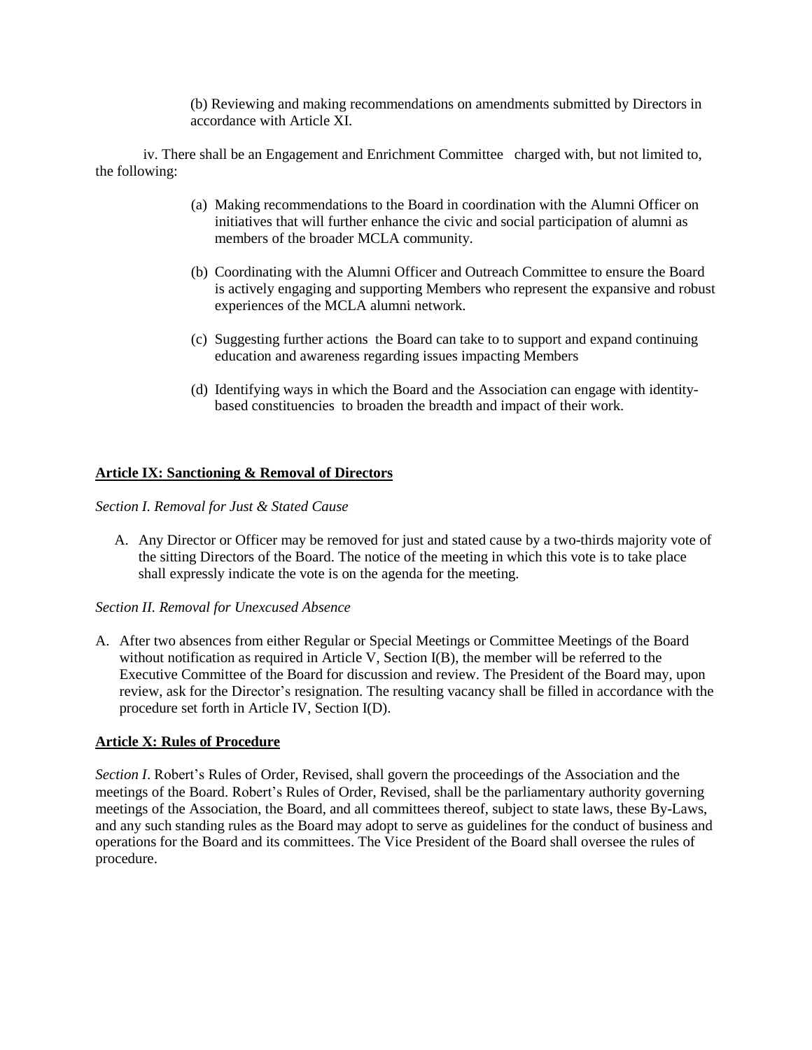(b) Reviewing and making recommendations on amendments submitted by Directors in accordance with Article XI.

iv. There shall be an Engagement and Enrichment Committee charged with, but not limited to, the following:

(a) Making recommendations to the Board in coordination with the Alumni Officer on initiatives that will further enhance the civic and social participation of alumni as members of the broader MCLA community.

(b) Coordinating with the Alumni Officer and Outreach Committee to ensure the Board is actively engaging and supporting Members who represent the expansive and robust experiences of the MCLA alumni network.

(c) Suggesting further actions the Board can take to to support and expand continuing education and awareness regarding issues impacting Members

(d) Identifying ways in which the Board and the Association can engage with identity-based constituencies to broaden the breadth and impact of their work.

## Article IX: Sanctioning & Removal of Directors

*Section I. Removal for Just & Stated Cause*

A. Any Director or Officer may be removed for just and stated cause by a two-thirds majority vote of the sitting Directors of the Board. The notice of the meeting in which this vote is to take place shall expressly indicate the vote is on the agenda for the meeting.

*Section II. Removal for Unexcused Absence*

A. After two absences from either Regular or Special Meetings or Committee Meetings of the Board without notification as required in Article V, Section I(B), the member will be referred to the Executive Committee of the Board for discussion and review. The President of the Board may, upon review, ask for the Director's resignation. The resulting vacancy shall be filled in accordance with the procedure set forth in Article IV, Section I(D).

## Article X: Rules of Procedure

*Section I*. Robert's Rules of Order, Revised, shall govern the proceedings of the Association and the meetings of the Board. Robert's Rules of Order, Revised, shall be the parliamentary authority governing meetings of the Association, the Board, and all committees thereof, subject to state laws, these By-Laws, and any such standing rules as the Board may adopt to serve as guidelines for the conduct of business and operations for the Board and its committees. The Vice President of the Board shall oversee the rules of procedure.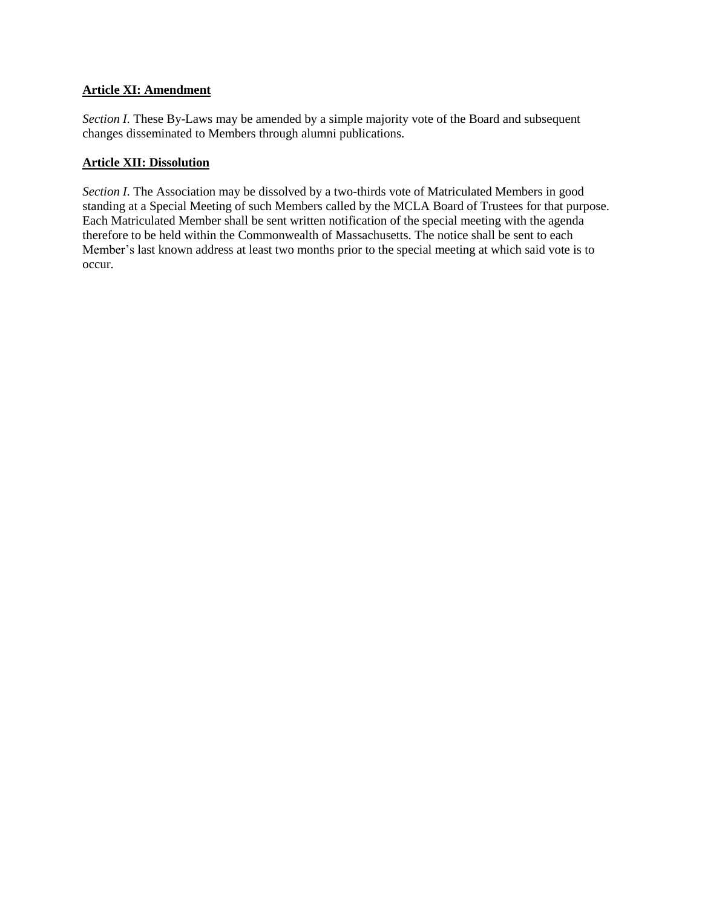**Article XI: Amendment**

*Section I.* These By-Laws may be amended by a simple majority vote of the Board and subsequent changes disseminated to Members through alumni publications.

**Article XII: Dissolution**

*Section I.* The Association may be dissolved by a two-thirds vote of Matriculated Members in good standing at a Special Meeting of such Members called by the MCLA Board of Trustees for that purpose. Each Matriculated Member shall be sent written notification of the special meeting with the agenda therefore to be held within the Commonwealth of Massachusetts. The notice shall be sent to each Member's last known address at least two months prior to the special meeting at which said vote is to occur.